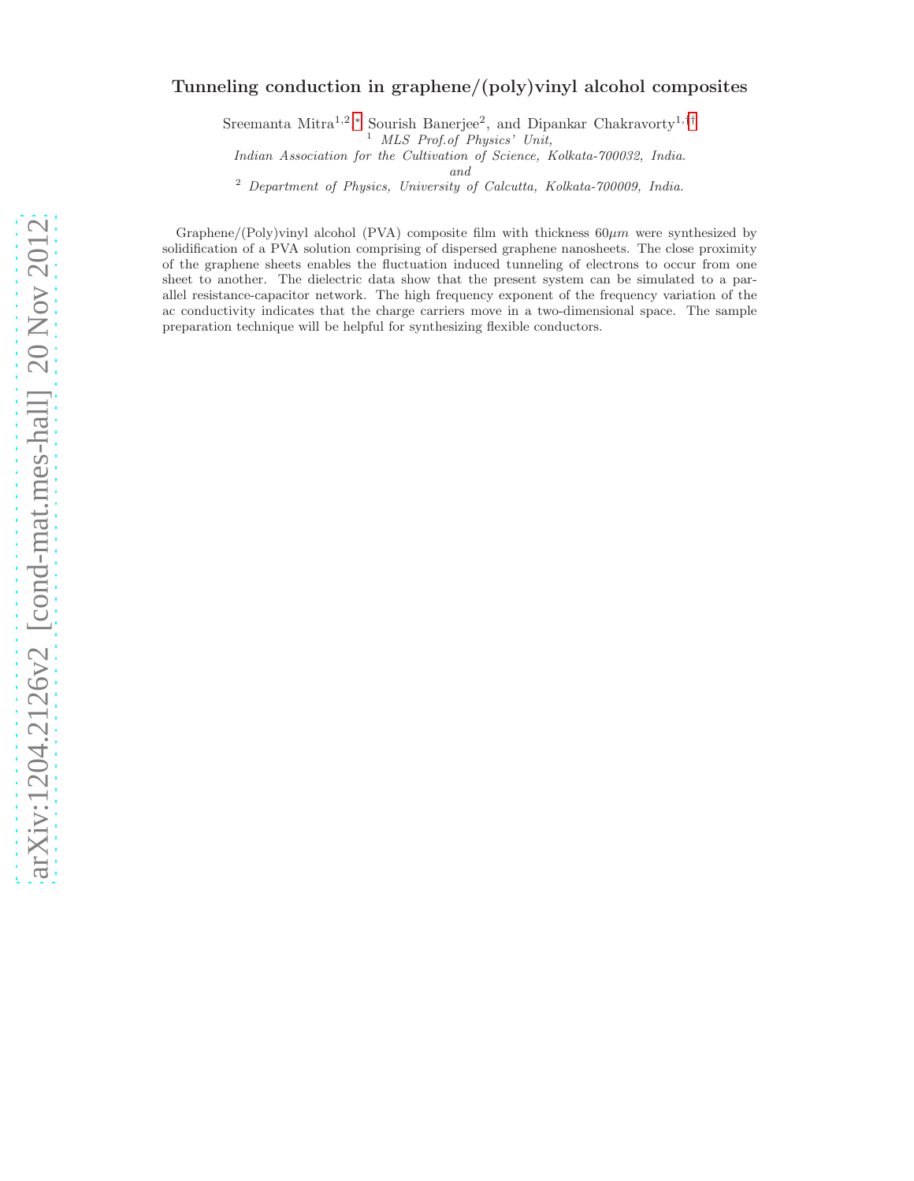# Tunneling conduction in graphene/(poly)vinyl alcohol composites

Sreemanta Mitra[1,2,*] Sourish Banerjee[2], and Dipankar Chakravorty[1,†]

[1] *MLS Prof.of Physics' Unit,*
*Indian Association for the Cultivation of Science, Kolkata-700032, India.*
*and*
[2] *Department of Physics, University of Calcutta, Kolkata-700009, India.*

Graphene/(Poly)vinyl alcohol (PVA) composite film with thickness $60\mu m$ were synthesized by solidification of a PVA solution comprising of dispersed graphene nanosheets. The close proximity of the graphene sheets enables the fluctuation induced tunneling of electrons to occur from one sheet to another. The dielectric data show that the present system can be simulated to a parallel resistance-capacitor network. The high frequency exponent of the frequency variation of the ac conductivity indicates that the charge carriers move in a two-dimensional space. The sample preparation technique will be helpful for synthesizing flexible conductors.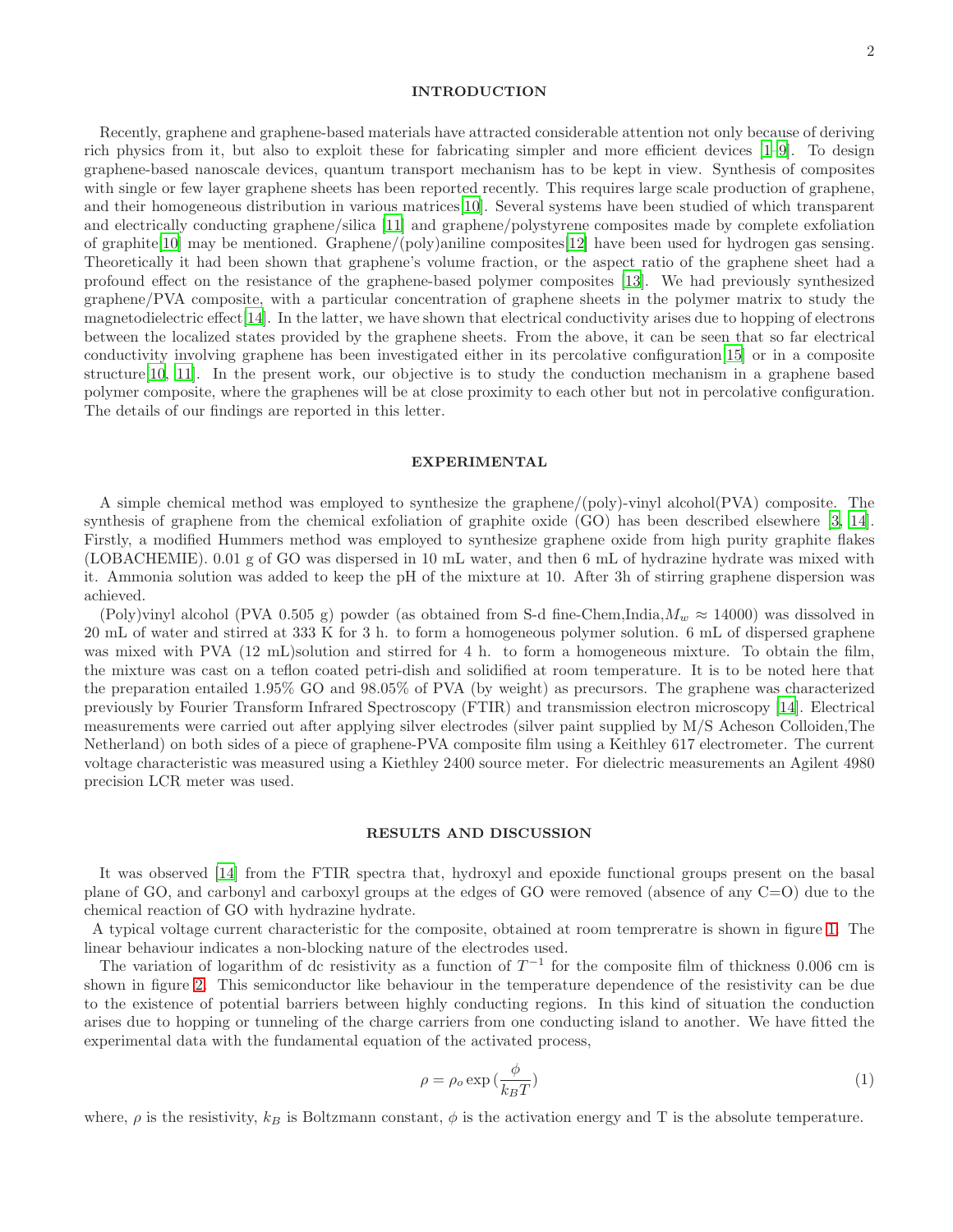## INTRODUCTION

Recently, graphene and graphene-based materials have attracted considerable attention not only because of deriving rich physics from it, but also to exploit these for fabricating simpler and more efficient devices [1–9]. To design graphene-based nanoscale devices, quantum transport mechanism has to be kept in view. Synthesis of composites with single or few layer graphene sheets has been reported recently. This requires large scale production of graphene, and their homogeneous distribution in various matrices[10]. Several systems have been studied of which transparent and electrically conducting graphene/silica [11] and graphene/polystyrene composites made by complete exfoliation of graphite[10] may be mentioned. Graphene/(poly)aniline composites[12] have been used for hydrogen gas sensing. Theoretically it had been shown that graphene's volume fraction, or the aspect ratio of the graphene sheet had a profound effect on the resistance of the graphene-based polymer composites [13]. We had previously synthesized graphene/PVA composite, with a particular concentration of graphene sheets in the polymer matrix to study the magnetodielectric effect[14]. In the latter, we have shown that electrical conductivity arises due to hopping of electrons between the localized states provided by the graphene sheets. From the above, it can be seen that so far electrical conductivity involving graphene has been investigated either in its percolative configuration[15] or in a composite structure[10, 11]. In the present work, our objective is to study the conduction mechanism in a graphene based polymer composite, where the graphenes will be at close proximity to each other but not in percolative configuration. The details of our findings are reported in this letter.

## EXPERIMENTAL

A simple chemical method was employed to synthesize the graphene/(poly)-vinyl alcohol(PVA) composite. The synthesis of graphene from the chemical exfoliation of graphite oxide (GO) has been described elsewhere [3, 14]. Firstly, a modified Hummers method was employed to synthesize graphene oxide from high purity graphite flakes (LOBACHEMIE). 0.01 g of GO was dispersed in 10 mL water, and then 6 mL of hydrazine hydrate was mixed with it. Ammonia solution was added to keep the pH of the mixture at 10. After 3h of stirring graphene dispersion was achieved.

(Poly)vinyl alcohol (PVA 0.505 g) powder (as obtained from S-d fine-Chem,India,$M_w \approx 14000$) was dissolved in 20 mL of water and stirred at 333 K for 3 h. to form a homogeneous polymer solution. 6 mL of dispersed graphene was mixed with PVA (12 mL)solution and stirred for 4 h. to form a homogeneous mixture. To obtain the film, the mixture was cast on a teflon coated petri-dish and solidified at room temperature. It is to be noted here that the preparation entailed 1.95% GO and 98.05% of PVA (by weight) as precursors. The graphene was characterized previously by Fourier Transform Infrared Spectroscopy (FTIR) and transmission electron microscopy [14]. Electrical measurements were carried out after applying silver electrodes (silver paint supplied by M/S Acheson Colloiden,The Netherland) on both sides of a piece of graphene-PVA composite film using a Keithley 617 electrometer. The current voltage characteristic was measured using a Kiethley 2400 source meter. For dielectric measurements an Agilent 4980 precision LCR meter was used.

## RESULTS AND DISCUSSION

It was observed [14] from the FTIR spectra that, hydroxyl and epoxide functional groups present on the basal plane of GO, and carbonyl and carboxyl groups at the edges of GO were removed (absence of any C=O) due to the chemical reaction of GO with hydrazine hydrate.

A typical voltage current characteristic for the composite, obtained at room tempreratre is shown in figure 1. The linear behaviour indicates a non-blocking nature of the electrodes used.

The variation of logarithm of dc resistivity as a function of $T^{-1}$ for the composite film of thickness 0.006 cm is shown in figure 2. This semiconductor like behaviour in the temperature dependence of the resistivity can be due to the existence of potential barriers between highly conducting regions. In this kind of situation the conduction arises due to hopping or tunneling of the charge carriers from one conducting island to another. We have fitted the experimental data with the fundamental equation of the activated process,

$$\rho = \rho_o \exp\left(\frac{\phi}{k_B T}\right) \tag{1}$$

where, $\rho$ is the resistivity, $k_B$ is Boltzmann constant, $\phi$ is the activation energy and T is the absolute temperature.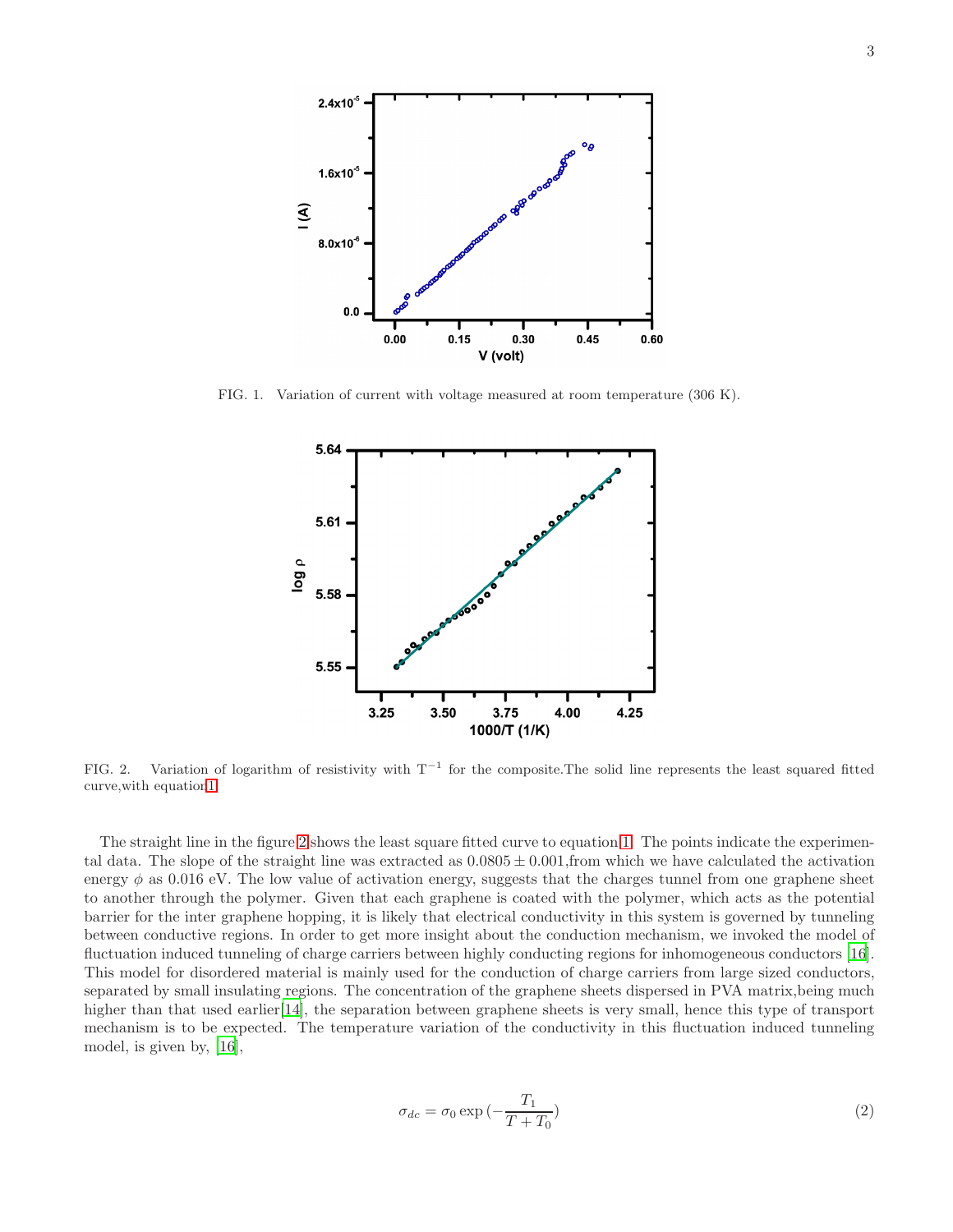FIG. 1. Variation of current with voltage measured at room temperature (306 K).

FIG. 2. Variation of logarithm of resistivity with $T^{-1}$ for the composite.The solid line represents the least squared fitted curve,with equation1.

The straight line in the figure 2 shows the least square fitted curve to equation 1. The points indicate the experimental data. The slope of the straight line was extracted as $0.0805 \pm 0.001$,from which we have calculated the activation energy $\phi$ as 0.016 eV. The low value of activation energy, suggests that the charges tunnel from one graphene sheet to another through the polymer. Given that each graphene is coated with the polymer, which acts as the potential barrier for the inter graphene hopping, it is likely that electrical conductivity in this system is governed by tunneling between conductive regions. In order to get more insight about the conduction mechanism, we invoked the model of fluctuation induced tunneling of charge carriers between highly conducting regions for inhomogeneous conductors [16]. This model for disordered material is mainly used for the conduction of charge carriers from large sized conductors, separated by small insulating regions. The concentration of the graphene sheets dispersed in PVA matrix,being much higher than that used earlier[14], the separation between graphene sheets is very small, hence this type of transport mechanism is to be expected. The temperature variation of the conductivity in this fluctuation induced tunneling model, is given by, [16],

$$\sigma_{dc} = \sigma_0 \exp\left(-\frac{T_1}{T+T_0}\right) \tag{2}$$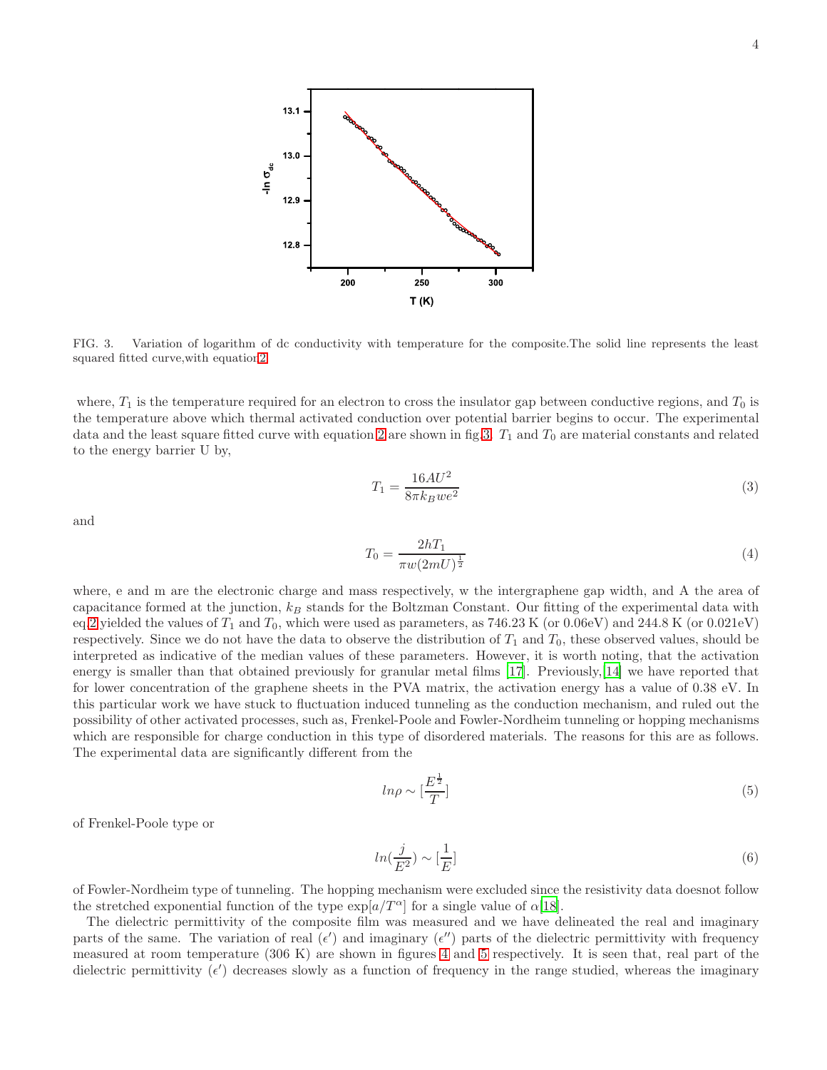FIG. 3. Variation of logarithm of dc conductivity with temperature for the composite.The solid line represents the least squared fitted curve,with equation2

where, $T_1$ is the temperature required for an electron to cross the insulator gap between conductive regions, and $T_0$ is the temperature above which thermal activated conduction over potential barrier begins to occur. The experimental data and the least square fitted curve with equation 2 are shown in fig.3. $T_1$ and $T_0$ are material constants and related to the energy barrier U by,

$$T_1 = \frac{16AU^2}{8\pi k_B w e^2} \tag{3}$$

and

$$T_0 = \frac{2hT_1}{\pi w(2mU)^{\frac{1}{2}}} \tag{4}$$

where, e and m are the electronic charge and mass respectively, w the intergraphene gap width, and A the area of capacitance formed at the junction, $k_B$ stands for the Boltzman Constant. Our fitting of the experimental data with eq.2 yielded the values of $T_1$ and $T_0$, which were used as parameters, as 746.23 K (or 0.06eV) and 244.8 K (or 0.021eV) respectively. Since we do not have the data to observe the distribution of $T_1$ and $T_0$, these observed values, should be interpreted as indicative of the median values of these parameters. However, it is worth noting, that the activation energy is smaller than that obtained previously for granular metal films [17]. Previously,[14] we have reported that for lower concentration of the graphene sheets in the PVA matrix, the activation energy has a value of 0.38 eV. In this particular work we have stuck to fluctuation induced tunneling as the conduction mechanism, and ruled out the possibility of other activated processes, such as, Frenkel-Poole and Fowler-Nordheim tunneling or hopping mechanisms which are responsible for charge conduction in this type of disordered materials. The reasons for this are as follows. The experimental data are significantly different from the

$$ln\rho \sim [\frac{E^{\frac{1}{2}}}{T}] \tag{5}$$

of Frenkel-Poole type or

$$ln(\frac{j}{E^2}) \sim [\frac{1}{E}] \tag{6}$$

of Fowler-Nordheim type of tunneling. The hopping mechanism were excluded since the resistivity data doesnot follow the stretched exponential function of the type $\exp[a/T^{\alpha}]$ for a single value of $\alpha$[18].

The dielectric permittivity of the composite film was measured and we have delineated the real and imaginary parts of the same. The variation of real ($\epsilon'$) and imaginary ($\epsilon''$) parts of the dielectric permittivity with frequency measured at room temperature (306 K) are shown in figures 4 and 5 respectively. It is seen that, real part of the dielectric permittivity ($\epsilon'$) decreases slowly as a function of frequency in the range studied, whereas the imaginary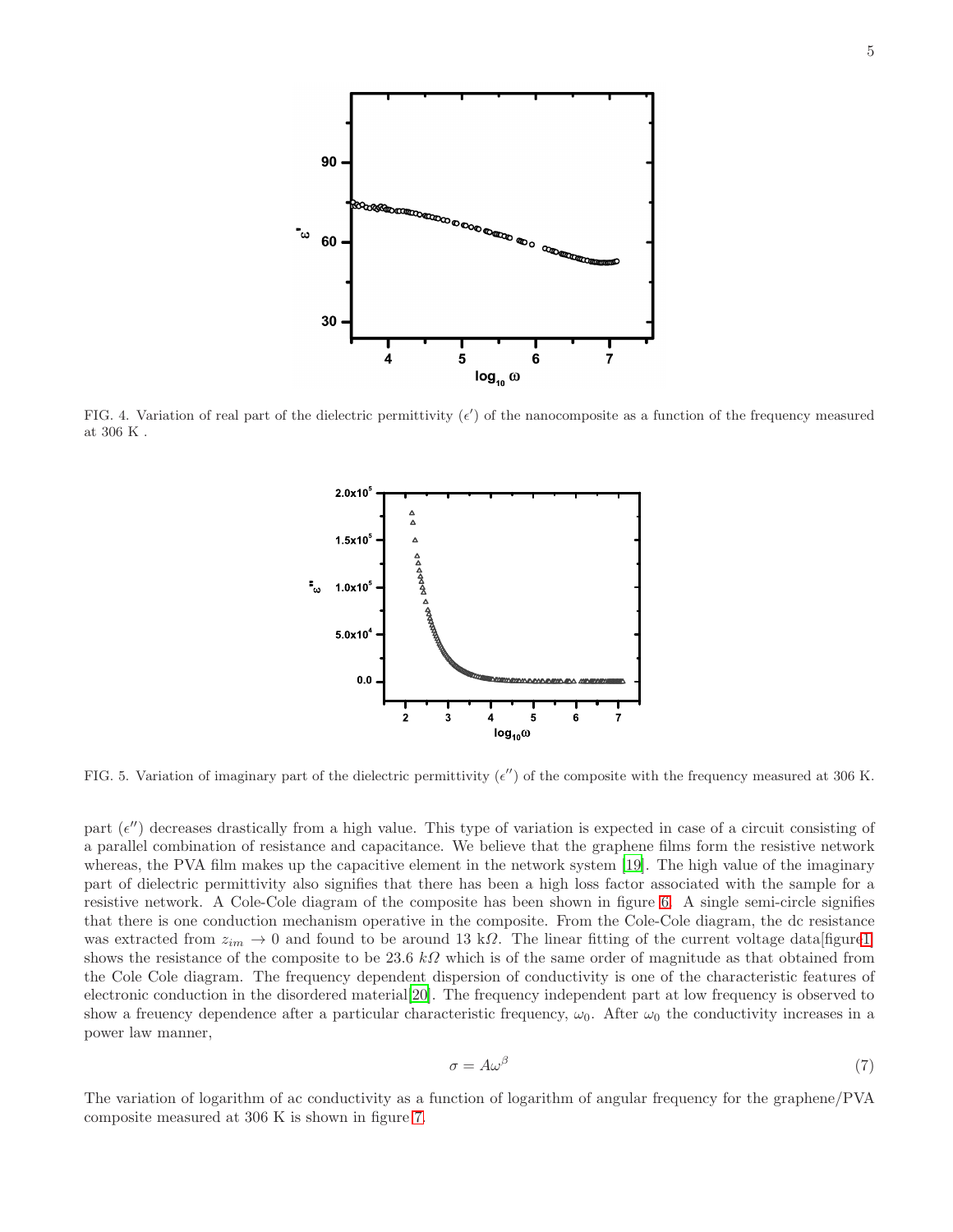FIG. 4. Variation of real part of the dielectric permittivity ($\epsilon'$) of the nanocomposite as a function of the frequency measured at 306 K .

FIG. 5. Variation of imaginary part of the dielectric permittivity ($\epsilon''$) of the composite with the frequency measured at 306 K.

part ($\epsilon''$) decreases drastically from a high value. This type of variation is expected in case of a circuit consisting of a parallel combination of resistance and capacitance. We believe that the graphene films form the resistive network whereas, the PVA film makes up the capacitive element in the network system [19]. The high value of the imaginary part of dielectric permittivity also signifies that there has been a high loss factor associated with the sample for a resistive network. A Cole-Cole diagram of the composite has been shown in figure 6. A single semi-circle signifies that there is one conduction mechanism operative in the composite. From the Cole-Cole diagram, the dc resistance was extracted from $z_{im} \rightarrow 0$ and found to be around 13 k$\Omega$. The linear fitting of the current voltage data[figure1] shows the resistance of the composite to be 23.6 $k\Omega$ which is of the same order of magnitude as that obtained from the Cole Cole diagram. The frequency dependent dispersion of conductivity is one of the characteristic features of electronic conduction in the disordered material[20]. The frequency independent part at low frequency is observed to show a freuency dependence after a particular characteristic frequency, $\omega_0$. After $\omega_0$ the conductivity increases in a power law manner,

$$\sigma = A\omega^{\beta} \tag{7}$$

The variation of logarithm of ac conductivity as a function of logarithm of angular frequency for the graphene/PVA composite measured at 306 K is shown in figure 7.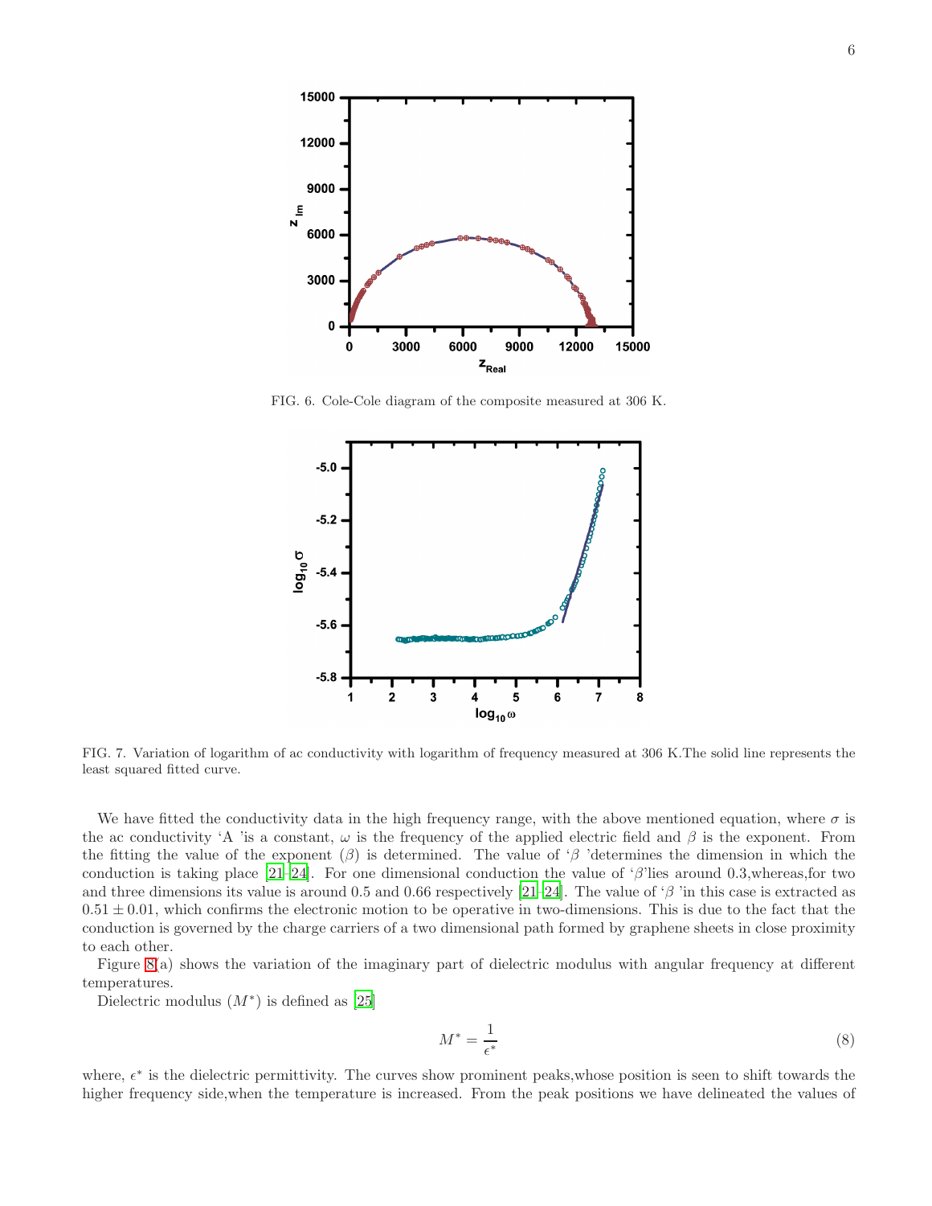FIG. 6. Cole-Cole diagram of the composite measured at 306 K.

FIG. 7. Variation of logarithm of ac conductivity with logarithm of frequency measured at 306 K.The solid line represents the least squared fitted curve.

We have fitted the conductivity data in the high frequency range, with the above mentioned equation, where $\sigma$ is the ac conductivity 'A 'is a constant, $\omega$ is the frequency of the applied electric field and $\beta$ is the exponent. From the fitting the value of the exponent ($\beta$) is determined. The value of '$\beta$ 'determines the dimension in which the conduction is taking place [21–24]. For one dimensional conduction the value of '$\beta$'lies around 0.3,whereas,for two and three dimensions its value is around 0.5 and 0.66 respectively [21–24]. The value of '$\beta$ 'in this case is extracted as $0.51 \pm 0.01$, which confirms the electronic motion to be operative in two-dimensions. This is due to the fact that the conduction is governed by the charge carriers of a two dimensional path formed by graphene sheets in close proximity to each other.

Figure 8(a) shows the variation of the imaginary part of dielectric modulus with angular frequency at different temperatures.

Dielectric modulus ($M^*$) is defined as [25]

$$M^* = \frac{1}{\epsilon^*} \tag{8}$$

where, $\epsilon^*$ is the dielectric permittivity. The curves show prominent peaks,whose position is seen to shift towards the higher frequency side,when the temperature is increased. From the peak positions we have delineated the values of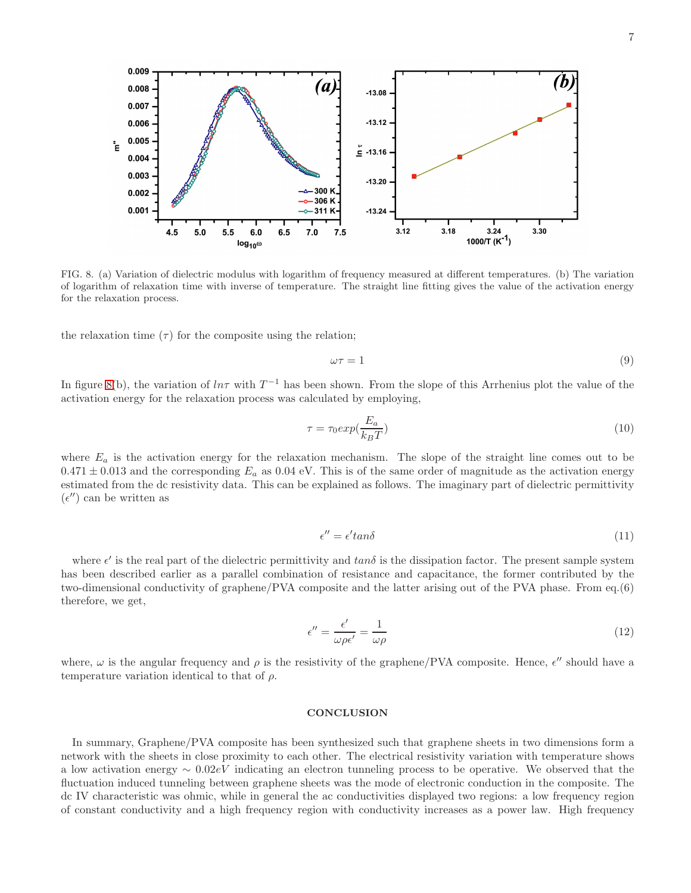FIG. 8. (a) Variation of dielectric modulus with logarithm of frequency measured at different temperatures. (b) The variation of logarithm of relaxation time with inverse of temperature. The straight line fitting gives the value of the activation energy for the relaxation process.

the relaxation time ($\tau$) for the composite using the relation;

$$\omega\tau = 1 \tag{9}$$

In figure 8(b), the variation of $ln\tau$ with $T^{-1}$ has been shown. From the slope of this Arrhenius plot the value of the activation energy for the relaxation process was calculated by employing,

$$\tau = \tau_0 exp(\frac{E_a}{k_B T}) \tag{10}$$

where $E_a$ is the activation energy for the relaxation mechanism. The slope of the straight line comes out to be $0.471 \pm 0.013$ and the corresponding $E_a$ as 0.04 eV. This is of the same order of magnitude as the activation energy estimated from the dc resistivity data. This can be explained as follows. The imaginary part of dielectric permittivity ($\epsilon''$) can be written as

$$\epsilon'' = \epsilon' tan\delta \tag{11}$$

where $\epsilon'$ is the real part of the dielectric permittivity and $tan\delta$ is the dissipation factor. The present sample system has been described earlier as a parallel combination of resistance and capacitance, the former contributed by the two-dimensional conductivity of graphene/PVA composite and the latter arising out of the PVA phase. From eq.(6) therefore, we get,

$$\epsilon'' = \frac{\epsilon'}{\omega\rho\epsilon'} = \frac{1}{\omega\rho} \tag{12}$$

where, $\omega$ is the angular frequency and $\rho$ is the resistivity of the graphene/PVA composite. Hence, $\epsilon''$ should have a temperature variation identical to that of $\rho$.

## CONCLUSION

In summary, Graphene/PVA composite has been synthesized such that graphene sheets in two dimensions form a network with the sheets in close proximity to each other. The electrical resistivity variation with temperature shows a low activation energy $\sim 0.02eV$ indicating an electron tunneling process to be operative. We observed that the fluctuation induced tunneling between graphene sheets was the mode of electronic conduction in the composite. The dc IV characteristic was ohmic, while in general the ac conductivities displayed two regions: a low frequency region of constant conductivity and a high frequency region with conductivity increases as a power law. High frequency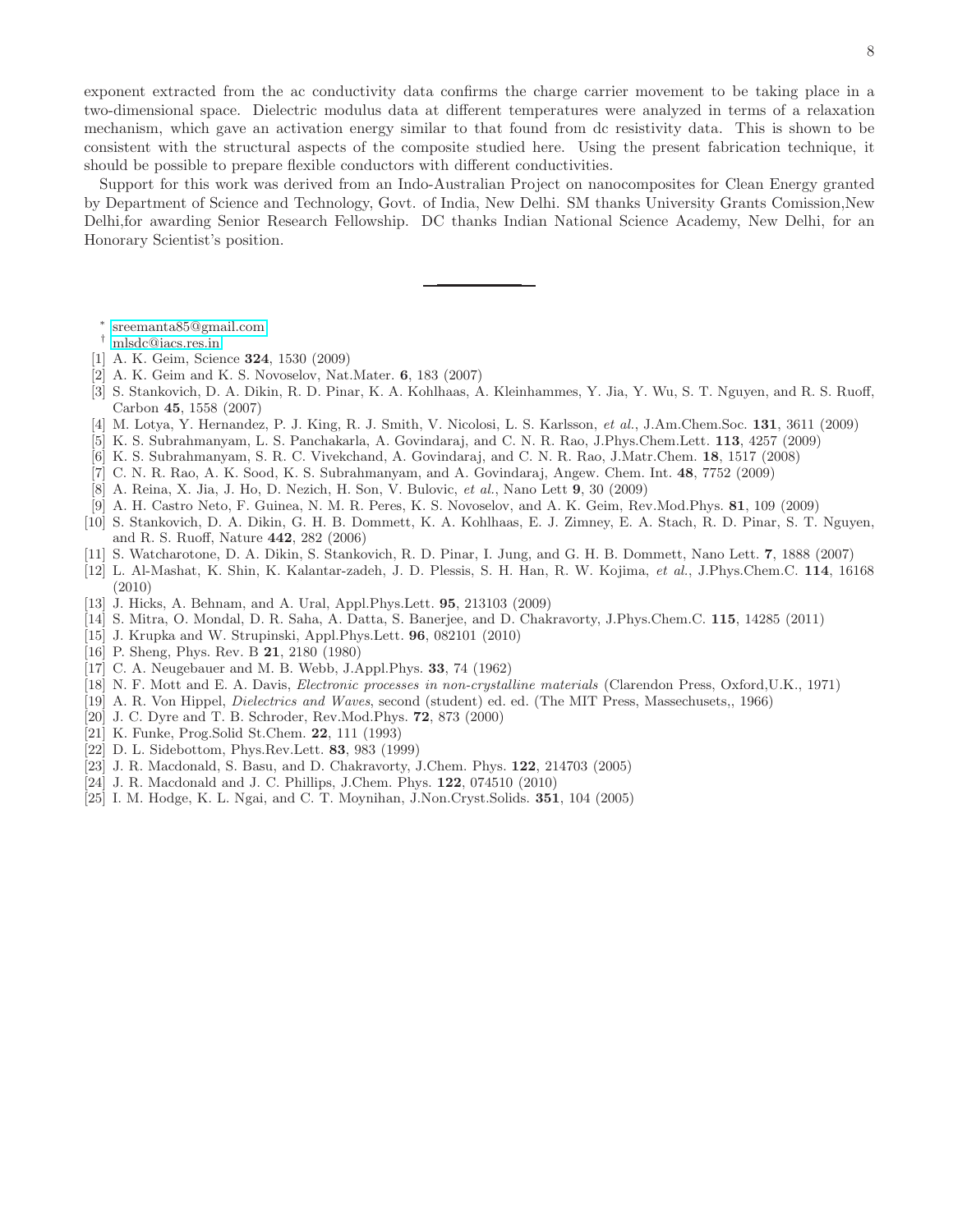exponent extracted from the ac conductivity data confirms the charge carrier movement to be taking place in a two-dimensional space. Dielectric modulus data at different temperatures were analyzed in terms of a relaxation mechanism, which gave an activation energy similar to that found from dc resistivity data. This is shown to be consistent with the structural aspects of the composite studied here. Using the present fabrication technique, it should be possible to prepare flexible conductors with different conductivities.

Support for this work was derived from an Indo-Australian Project on nanocomposites for Clean Energy granted by Department of Science and Technology, Govt. of India, New Delhi. SM thanks University Grants Comission,New Delhi,for awarding Senior Research Fellowship. DC thanks Indian National Science Academy, New Delhi, for an Honorary Scientist's position.

---

\* sreemanta85@gmail.com

† mlsdc@iacs.res.in

[1] A. K. Geim, Science **324**, 1530 (2009)

[2] A. K. Geim and K. S. Novoselov, Nat.Mater. **6**, 183 (2007)

[3] S. Stankovich, D. A. Dikin, R. D. Pinar, K. A. Kohlhaas, A. Kleinhammes, Y. Jia, Y. Wu, S. T. Nguyen, and R. S. Ruoff, Carbon **45**, 1558 (2007)

[4] M. Lotya, Y. Hernandez, P. J. King, R. J. Smith, V. Nicolosi, L. S. Karlsson, *et al.*, J.Am.Chem.Soc. **131**, 3611 (2009)

[5] K. S. Subrahmanyam, L. S. Panchakarla, A. Govindaraj, and C. N. R. Rao, J.Phys.Chem.Lett. **113**, 4257 (2009)

[6] K. S. Subrahmanyam, S. R. C. Vivekchand, A. Govindaraj, and C. N. R. Rao, J.Matr.Chem. **18**, 1517 (2008)

[7] C. N. R. Rao, A. K. Sood, K. S. Subrahmanyam, and A. Govindaraj, Angew. Chem. Int. **48**, 7752 (2009)

[8] A. Reina, X. Jia, J. Ho, D. Nezich, H. Son, V. Bulovic, *et al.*, Nano Lett **9**, 30 (2009)

[9] A. H. Castro Neto, F. Guinea, N. M. R. Peres, K. S. Novoselov, and A. K. Geim, Rev.Mod.Phys. **81**, 109 (2009)

[10] S. Stankovich, D. A. Dikin, G. H. B. Dommett, K. A. Kohlhaas, E. J. Zimney, E. A. Stach, R. D. Pinar, S. T. Nguyen, and R. S. Ruoff, Nature **442**, 282 (2006)

[11] S. Watcharotone, D. A. Dikin, S. Stankovich, R. D. Pinar, I. Jung, and G. H. B. Dommett, Nano Lett. **7**, 1888 (2007)

[12] L. Al-Mashat, K. Shin, K. Kalantar-zadeh, J. D. Plessis, S. H. Han, R. W. Kojima, *et al.*, J.Phys.Chem.C. **114**, 16168 (2010)

[13] J. Hicks, A. Behnam, and A. Ural, Appl.Phys.Lett. **95**, 213103 (2009)

[14] S. Mitra, O. Mondal, D. R. Saha, A. Datta, S. Banerjee, and D. Chakravorty, J.Phys.Chem.C. **115**, 14285 (2011)

[15] J. Krupka and W. Strupinski, Appl.Phys.Lett. **96**, 082101 (2010)

[16] P. Sheng, Phys. Rev. B **21**, 2180 (1980)

[17] C. A. Neugebauer and M. B. Webb, J.Appl.Phys. **33**, 74 (1962)

[18] N. F. Mott and E. A. Davis, *Electronic processes in non-crystalline materials* (Clarendon Press, Oxford,U.K., 1971)

[19] A. R. Von Hippel, *Dielectrics and Waves*, second (student) ed. ed. (The MIT Press, Massechusets,, 1966)

[20] J. C. Dyre and T. B. Schroder, Rev.Mod.Phys. **72**, 873 (2000)

[21] K. Funke, Prog.Solid St.Chem. **22**, 111 (1993)

[22] D. L. Sidebottom, Phys.Rev.Lett. **83**, 983 (1999)

[23] J. R. Macdonald, S. Basu, and D. Chakravorty, J.Chem. Phys. **122**, 214703 (2005)

[24] J. R. Macdonald and J. C. Phillips, J.Chem. Phys. **122**, 074510 (2010)

[25] I. M. Hodge, K. L. Ngai, and C. T. Moynihan, J.Non.Cryst.Solids. **351**, 104 (2005)